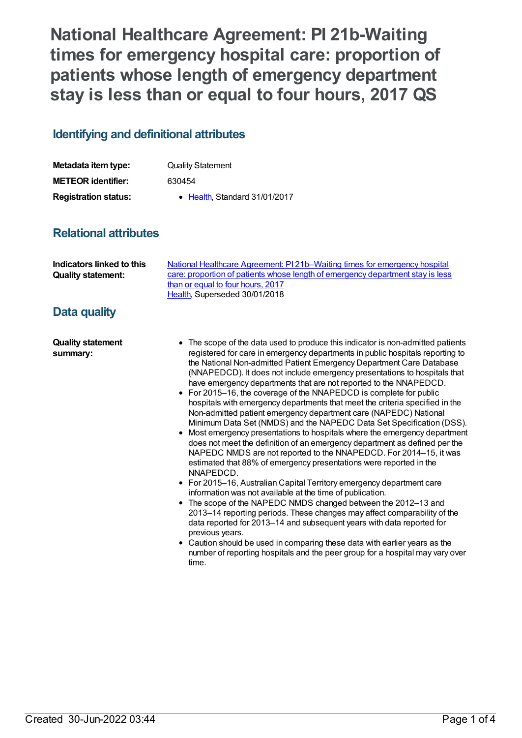# National Healthcare Agreement: PI 21b-Waiting times for emergency hospital care: proportion of patients whose length of emergency department stay is less than or equal to four hours, 2017 QS

## Identifying and definitional attributes

| | |
|---|---|
| **Metadata item type:** | Quality Statement |
| **METEOR identifier:** | 630454 |
| **Registration status:** | • Health, Standard 31/01/2017 |

## Relational attributes

| | |
|---|---|
| **Indicators linked to this Quality statement:** | National Healthcare Agreement: PI 21b–Waiting times for emergency hospital care: proportion of patients whose length of emergency department stay is less than or equal to four hours, 2017<br>Health, Superseded 30/01/2018 |

## Data quality

**Quality statement summary:**

- The scope of the data used to produce this indicator is non-admitted patients registered for care in emergency departments in public hospitals reporting to the National Non-admitted Patient Emergency Department Care Database (NNAPEDCD). It does not include emergency presentations to hospitals that have emergency departments that are not reported to the NNAPEDCD.
- For 2015–16, the coverage of the NNAPEDCD is complete for public hospitals with emergency departments that meet the criteria specified in the Non-admitted patient emergency department care (NAPEDC) National Minimum Data Set (NMDS) and the NAPEDC Data Set Specification (DSS).
- Most emergency presentations to hospitals where the emergency department does not meet the definition of an emergency department as defined per the NAPEDC NMDS are not reported to the NNAPEDCD. For 2014–15, it was estimated that 88% of emergency presentations were reported in the NNAPEDCD.
- For 2015–16, Australian Capital Territory emergency department care information was not available at the time of publication.
- The scope of the NAPEDC NMDS changed between the 2012–13 and 2013–14 reporting periods. These changes may affect comparability of the data reported for 2013–14 and subsequent years with data reported for previous years.
- Caution should be used in comparing these data with earlier years as the number of reporting hospitals and the peer group for a hospital may vary over time.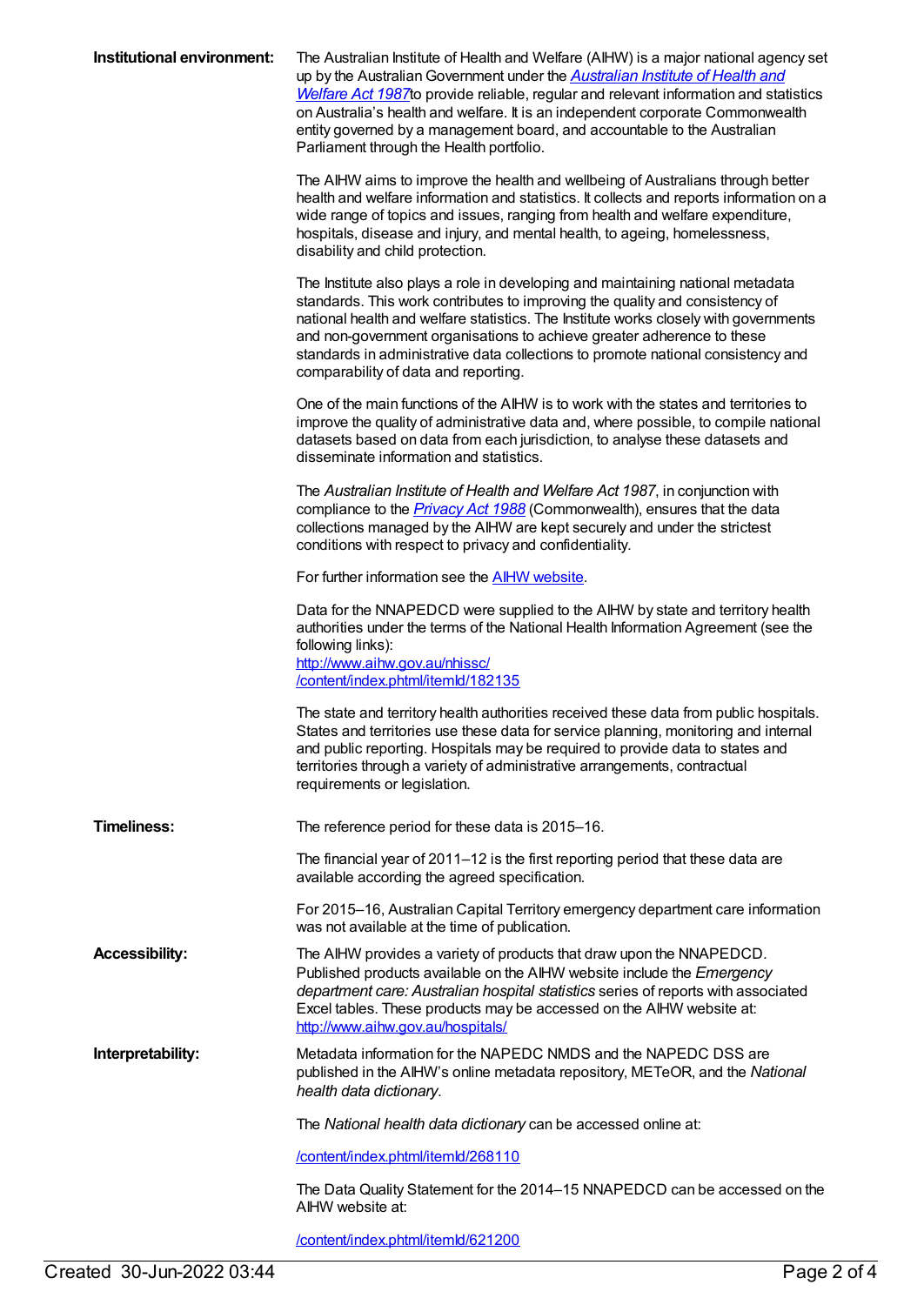**Institutional environment:**

The Australian Institute of Health and Welfare (AIHW) is a major national agency set up by the Australian Government under the *Australian Institute of Health and Welfare Act 1987*to provide reliable, regular and relevant information and statistics on Australia's health and welfare. It is an independent corporate Commonwealth entity governed by a management board, and accountable to the Australian Parliament through the Health portfolio.

The AIHW aims to improve the health and wellbeing of Australians through better health and welfare information and statistics. It collects and reports information on a wide range of topics and issues, ranging from health and welfare expenditure, hospitals, disease and injury, and mental health, to ageing, homelessness, disability and child protection.

The Institute also plays a role in developing and maintaining national metadata standards. This work contributes to improving the quality and consistency of national health and welfare statistics. The Institute works closely with governments and non-government organisations to achieve greater adherence to these standards in administrative data collections to promote national consistency and comparability of data and reporting.

One of the main functions of the AIHW is to work with the states and territories to improve the quality of administrative data and, where possible, to compile national datasets based on data from each jurisdiction, to analyse these datasets and disseminate information and statistics.

The *Australian Institute of Health and Welfare Act 1987*, in conjunction with compliance to the *Privacy Act 1988* (Commonwealth), ensures that the data collections managed by the AIHW are kept securely and under the strictest conditions with respect to privacy and confidentiality.

For further information see the AIHW website.

Data for the NNAPEDCD were supplied to the AIHW by state and territory health authorities under the terms of the National Health Information Agreement (see the following links):
http://www.aihw.gov.au/nhissc/
/content/index.phtml/itemId/182135

The state and territory health authorities received these data from public hospitals. States and territories use these data for service planning, monitoring and internal and public reporting. Hospitals may be required to provide data to states and territories through a variety of administrative arrangements, contractual requirements or legislation.

**Timeliness:**

The reference period for these data is 2015–16.

The financial year of 2011–12 is the first reporting period that these data are available according the agreed specification.

For 2015–16, Australian Capital Territory emergency department care information was not available at the time of publication.

**Accessibility:**

The AIHW provides a variety of products that draw upon the NNAPEDCD. Published products available on the AIHW website include the *Emergency department care: Australian hospital statistics* series of reports with associated Excel tables. These products may be accessed on the AIHW website at:
http://www.aihw.gov.au/hospitals/

**Interpretability:**

Metadata information for the NAPEDC NMDS and the NAPEDC DSS are published in the AIHW's online metadata repository, METeOR, and the *National health data dictionary*.

The *National health data dictionary* can be accessed online at:

/content/index.phtml/itemId/268110

The Data Quality Statement for the 2014–15 NNAPEDCD can be accessed on the AIHW website at:

/content/index.phtml/itemId/621200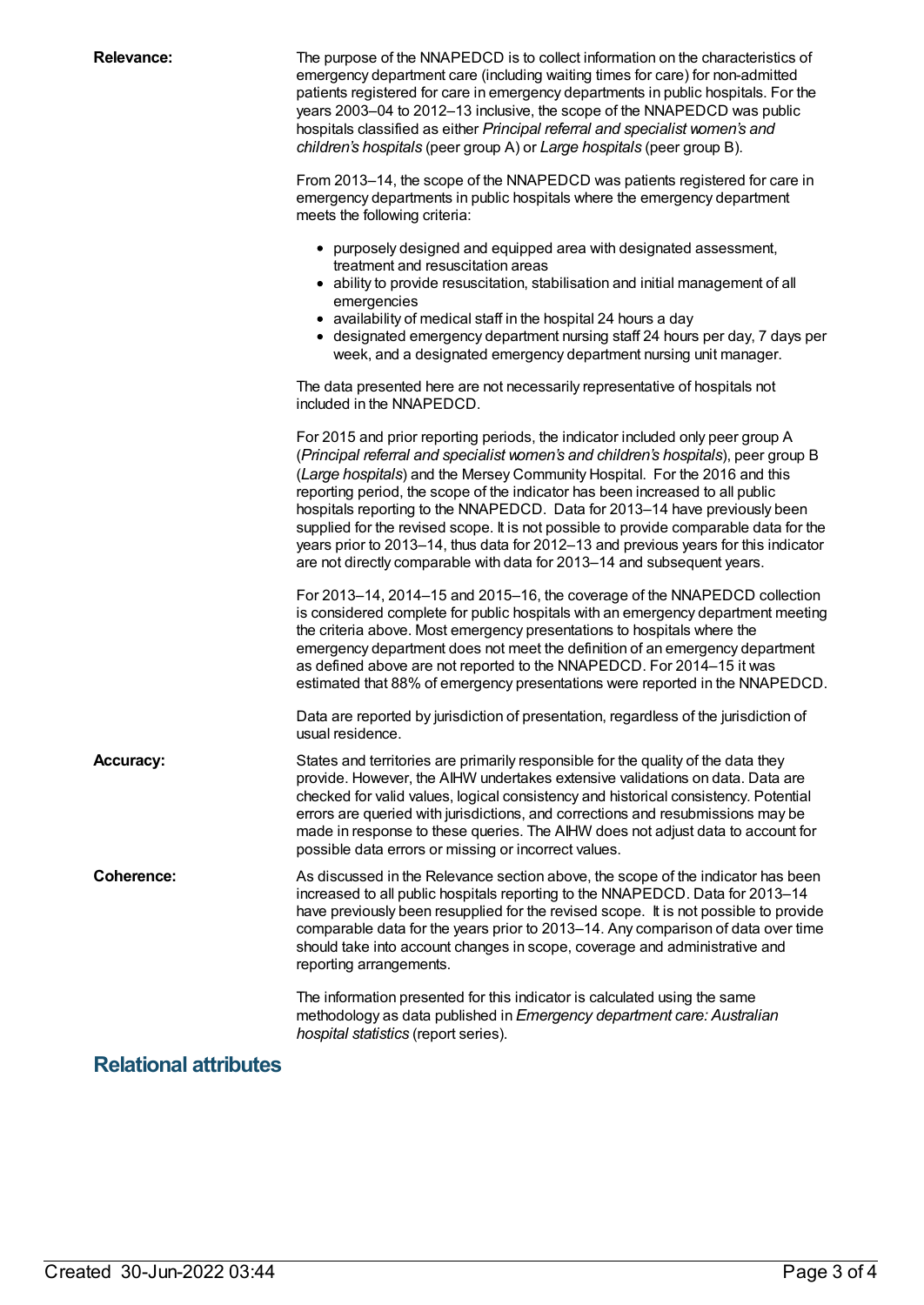**Relevance:**

The purpose of the NNAPEDCD is to collect information on the characteristics of emergency department care (including waiting times for care) for non-admitted patients registered for care in emergency departments in public hospitals. For the years 2003–04 to 2012–13 inclusive, the scope of the NNAPEDCD was public hospitals classified as either *Principal referral and specialist women's and children's hospitals* (peer group A) or *Large hospitals* (peer group B).

From 2013–14, the scope of the NNAPEDCD was patients registered for care in emergency departments in public hospitals where the emergency department meets the following criteria:

- purposely designed and equipped area with designated assessment, treatment and resuscitation areas
- ability to provide resuscitation, stabilisation and initial management of all emergencies
- availability of medical staff in the hospital 24 hours a day
- designated emergency department nursing staff 24 hours per day, 7 days per week, and a designated emergency department nursing unit manager.

The data presented here are not necessarily representative of hospitals not included in the NNAPEDCD.

For 2015 and prior reporting periods, the indicator included only peer group A (*Principal referral and specialist women's and children's hospitals*), peer group B (*Large hospitals*) and the Mersey Community Hospital. For the 2016 and this reporting period, the scope of the indicator has been increased to all public hospitals reporting to the NNAPEDCD. Data for 2013–14 have previously been supplied for the revised scope. It is not possible to provide comparable data for the years prior to 2013–14, thus data for 2012–13 and previous years for this indicator are not directly comparable with data for 2013–14 and subsequent years.

For 2013–14, 2014–15 and 2015–16, the coverage of the NNAPEDCD collection is considered complete for public hospitals with an emergency department meeting the criteria above. Most emergency presentations to hospitals where the emergency department does not meet the definition of an emergency department as defined above are not reported to the NNAPEDCD. For 2014–15 it was estimated that 88% of emergency presentations were reported in the NNAPEDCD.

Data are reported by jurisdiction of presentation, regardless of the jurisdiction of usual residence.

**Accuracy:**

States and territories are primarily responsible for the quality of the data they provide. However, the AIHW undertakes extensive validations on data. Data are checked for valid values, logical consistency and historical consistency. Potential errors are queried with jurisdictions, and corrections and resubmissions may be made in response to these queries. The AIHW does not adjust data to account for possible data errors or missing or incorrect values.

**Coherence:**

As discussed in the Relevance section above, the scope of the indicator has been increased to all public hospitals reporting to the NNAPEDCD. Data for 2013–14 have previously been resupplied for the revised scope. It is not possible to provide comparable data for the years prior to 2013–14. Any comparison of data over time should take into account changes in scope, coverage and administrative and reporting arrangements.

The information presented for this indicator is calculated using the same methodology as data published in *Emergency department care: Australian hospital statistics* (report series).

## Relational attributes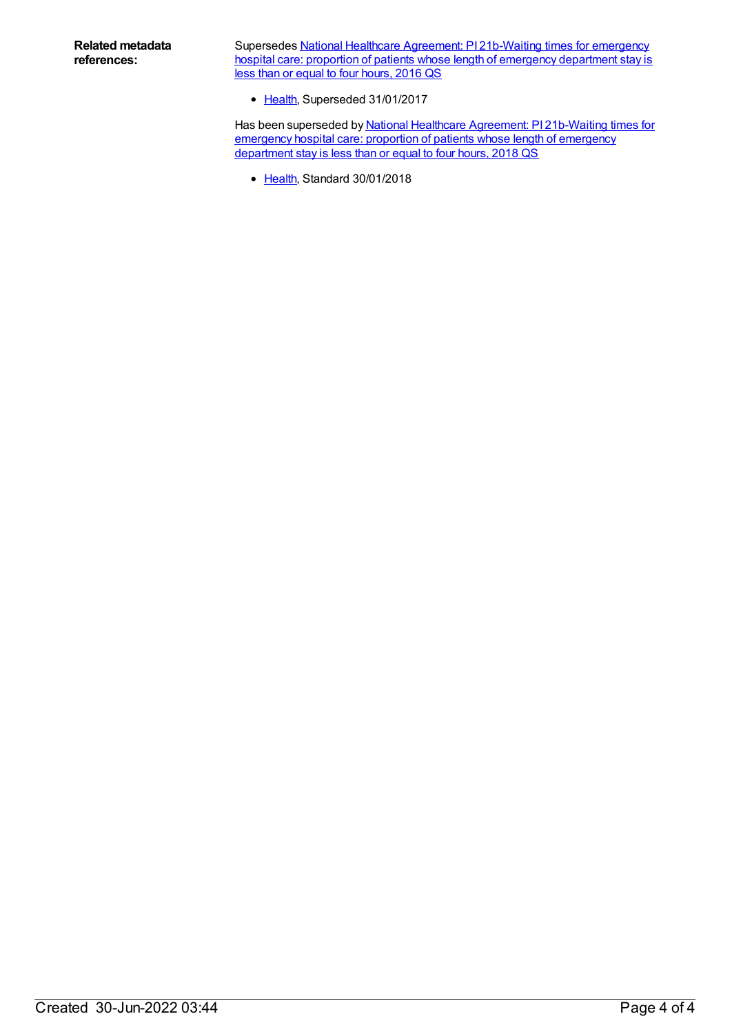**Related metadata references:**

Supersedes National Healthcare Agreement: PI 21b-Waiting times for emergency hospital care: proportion of patients whose length of emergency department stay is less than or equal to four hours, 2016 QS

- Health, Superseded 31/01/2017

Has been superseded by National Healthcare Agreement: PI 21b-Waiting times for emergency hospital care: proportion of patients whose length of emergency department stay is less than or equal to four hours, 2018 QS

- Health, Standard 30/01/2018